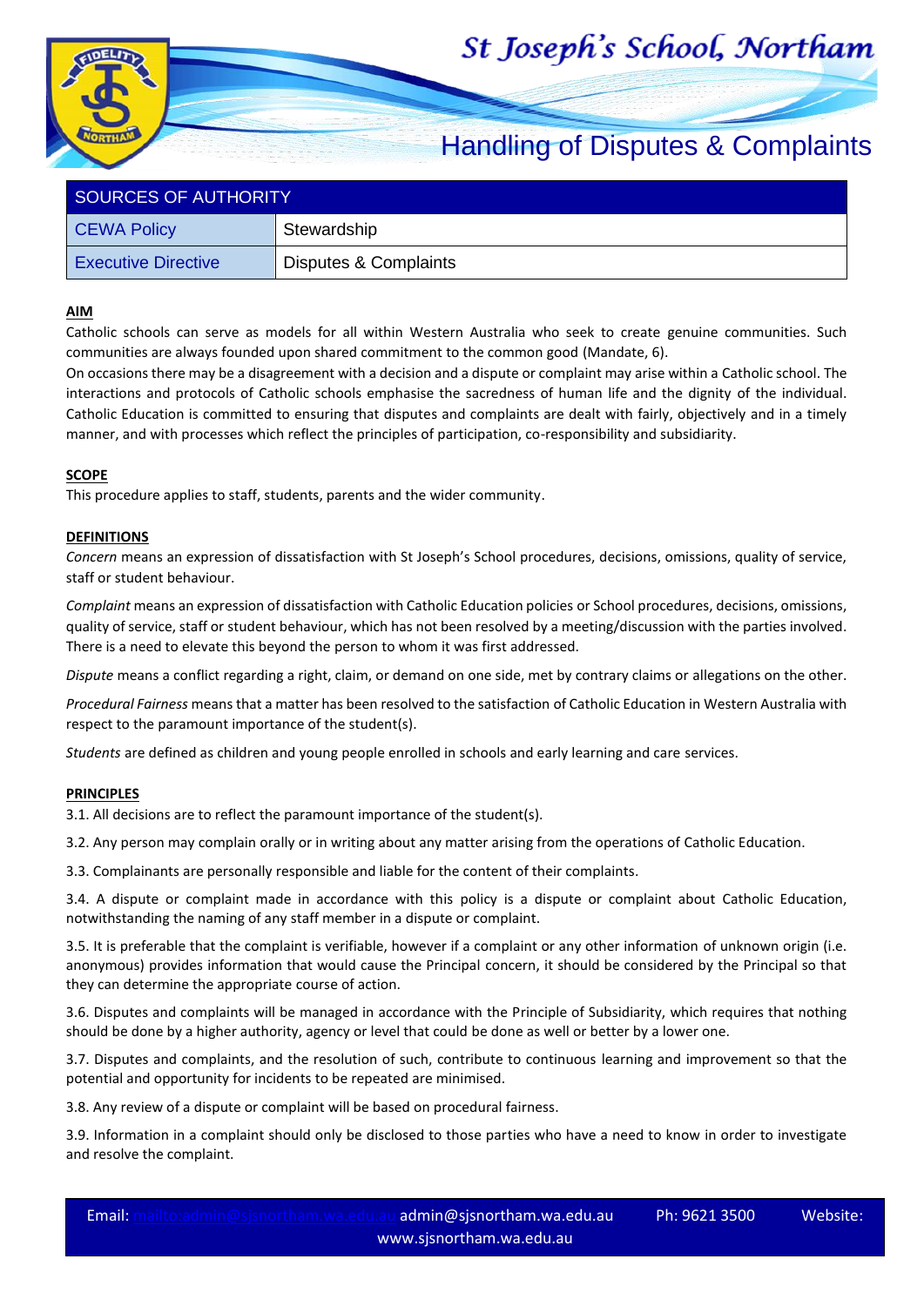# St Joseph's School, Northam

## Handling of Disputes & Complaints

| SOURCES OF AUTHORITY | |
|---|---|
| CEWA Policy | Stewardship |
| Executive Directive | Disputes & Complaints |

**AIM**

Catholic schools can serve as models for all within Western Australia who seek to create genuine communities. Such communities are always founded upon shared commitment to the common good (Mandate, 6).

On occasions there may be a disagreement with a decision and a dispute or complaint may arise within a Catholic school. The interactions and protocols of Catholic schools emphasise the sacredness of human life and the dignity of the individual. Catholic Education is committed to ensuring that disputes and complaints are dealt with fairly, objectively and in a timely manner, and with processes which reflect the principles of participation, co-responsibility and subsidiarity.

**SCOPE**

This procedure applies to staff, students, parents and the wider community.

**DEFINITIONS**

*Concern* means an expression of dissatisfaction with St Joseph's School procedures, decisions, omissions, quality of service, staff or student behaviour.

*Complaint* means an expression of dissatisfaction with Catholic Education policies or School procedures, decisions, omissions, quality of service, staff or student behaviour, which has not been resolved by a meeting/discussion with the parties involved. There is a need to elevate this beyond the person to whom it was first addressed.

*Dispute* means a conflict regarding a right, claim, or demand on one side, met by contrary claims or allegations on the other.

*Procedural Fairness* means that a matter has been resolved to the satisfaction of Catholic Education in Western Australia with respect to the paramount importance of the student(s).

*Students* are defined as children and young people enrolled in schools and early learning and care services.

**PRINCIPLES**

3.1. All decisions are to reflect the paramount importance of the student(s).

3.2. Any person may complain orally or in writing about any matter arising from the operations of Catholic Education.

3.3. Complainants are personally responsible and liable for the content of their complaints.

3.4. A dispute or complaint made in accordance with this policy is a dispute or complaint about Catholic Education, notwithstanding the naming of any staff member in a dispute or complaint.

3.5. It is preferable that the complaint is verifiable, however if a complaint or any other information of unknown origin (i.e. anonymous) provides information that would cause the Principal concern, it should be considered by the Principal so that they can determine the appropriate course of action.

3.6. Disputes and complaints will be managed in accordance with the Principle of Subsidiarity, which requires that nothing should be done by a higher authority, agency or level that could be done as well or better by a lower one.

3.7. Disputes and complaints, and the resolution of such, contribute to continuous learning and improvement so that the potential and opportunity for incidents to be repeated are minimised.

3.8. Any review of a dispute or complaint will be based on procedural fairness.

3.9. Information in a complaint should only be disclosed to those parties who have a need to know in order to investigate and resolve the complaint.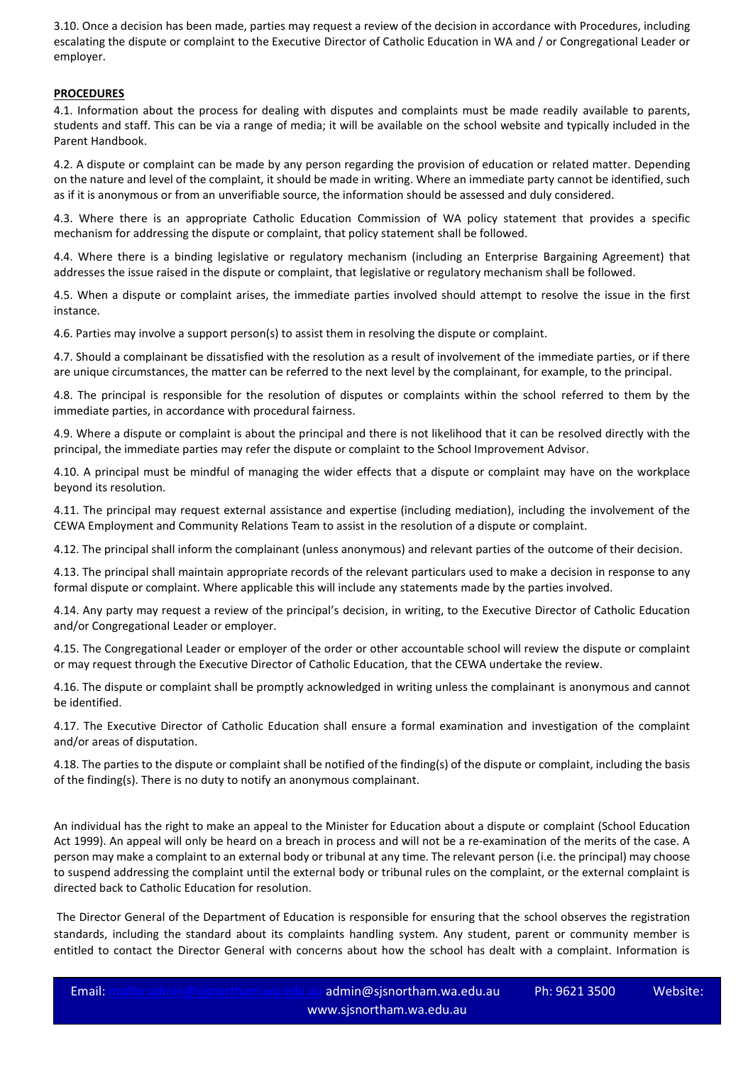3.10. Once a decision has been made, parties may request a review of the decision in accordance with Procedures, including escalating the dispute or complaint to the Executive Director of Catholic Education in WA and / or Congregational Leader or employer.

**PROCEDURES**

4.1. Information about the process for dealing with disputes and complaints must be made readily available to parents, students and staff. This can be via a range of media; it will be available on the school website and typically included in the Parent Handbook.

4.2. A dispute or complaint can be made by any person regarding the provision of education or related matter. Depending on the nature and level of the complaint, it should be made in writing. Where an immediate party cannot be identified, such as if it is anonymous or from an unverifiable source, the information should be assessed and duly considered.

4.3. Where there is an appropriate Catholic Education Commission of WA policy statement that provides a specific mechanism for addressing the dispute or complaint, that policy statement shall be followed.

4.4. Where there is a binding legislative or regulatory mechanism (including an Enterprise Bargaining Agreement) that addresses the issue raised in the dispute or complaint, that legislative or regulatory mechanism shall be followed.

4.5. When a dispute or complaint arises, the immediate parties involved should attempt to resolve the issue in the first instance.

4.6. Parties may involve a support person(s) to assist them in resolving the dispute or complaint.

4.7. Should a complainant be dissatisfied with the resolution as a result of involvement of the immediate parties, or if there are unique circumstances, the matter can be referred to the next level by the complainant, for example, to the principal.

4.8. The principal is responsible for the resolution of disputes or complaints within the school referred to them by the immediate parties, in accordance with procedural fairness.

4.9. Where a dispute or complaint is about the principal and there is not likelihood that it can be resolved directly with the principal, the immediate parties may refer the dispute or complaint to the School Improvement Advisor.

4.10. A principal must be mindful of managing the wider effects that a dispute or complaint may have on the workplace beyond its resolution.

4.11. The principal may request external assistance and expertise (including mediation), including the involvement of the CEWA Employment and Community Relations Team to assist in the resolution of a dispute or complaint.

4.12. The principal shall inform the complainant (unless anonymous) and relevant parties of the outcome of their decision.

4.13. The principal shall maintain appropriate records of the relevant particulars used to make a decision in response to any formal dispute or complaint. Where applicable this will include any statements made by the parties involved.

4.14. Any party may request a review of the principal's decision, in writing, to the Executive Director of Catholic Education and/or Congregational Leader or employer.

4.15. The Congregational Leader or employer of the order or other accountable school will review the dispute or complaint or may request through the Executive Director of Catholic Education, that the CEWA undertake the review.

4.16. The dispute or complaint shall be promptly acknowledged in writing unless the complainant is anonymous and cannot be identified.

4.17. The Executive Director of Catholic Education shall ensure a formal examination and investigation of the complaint and/or areas of disputation.

4.18. The parties to the dispute or complaint shall be notified of the finding(s) of the dispute or complaint, including the basis of the finding(s). There is no duty to notify an anonymous complainant.

An individual has the right to make an appeal to the Minister for Education about a dispute or complaint (School Education Act 1999). An appeal will only be heard on a breach in process and will not be a re-examination of the merits of the case. A person may make a complaint to an external body or tribunal at any time. The relevant person (i.e. the principal) may choose to suspend addressing the complaint until the external body or tribunal rules on the complaint, or the external complaint is directed back to Catholic Education for resolution.

The Director General of the Department of Education is responsible for ensuring that the school observes the registration standards, including the standard about its complaints handling system. Any student, parent or community member is entitled to contact the Director General with concerns about how the school has dealt with a complaint. Information is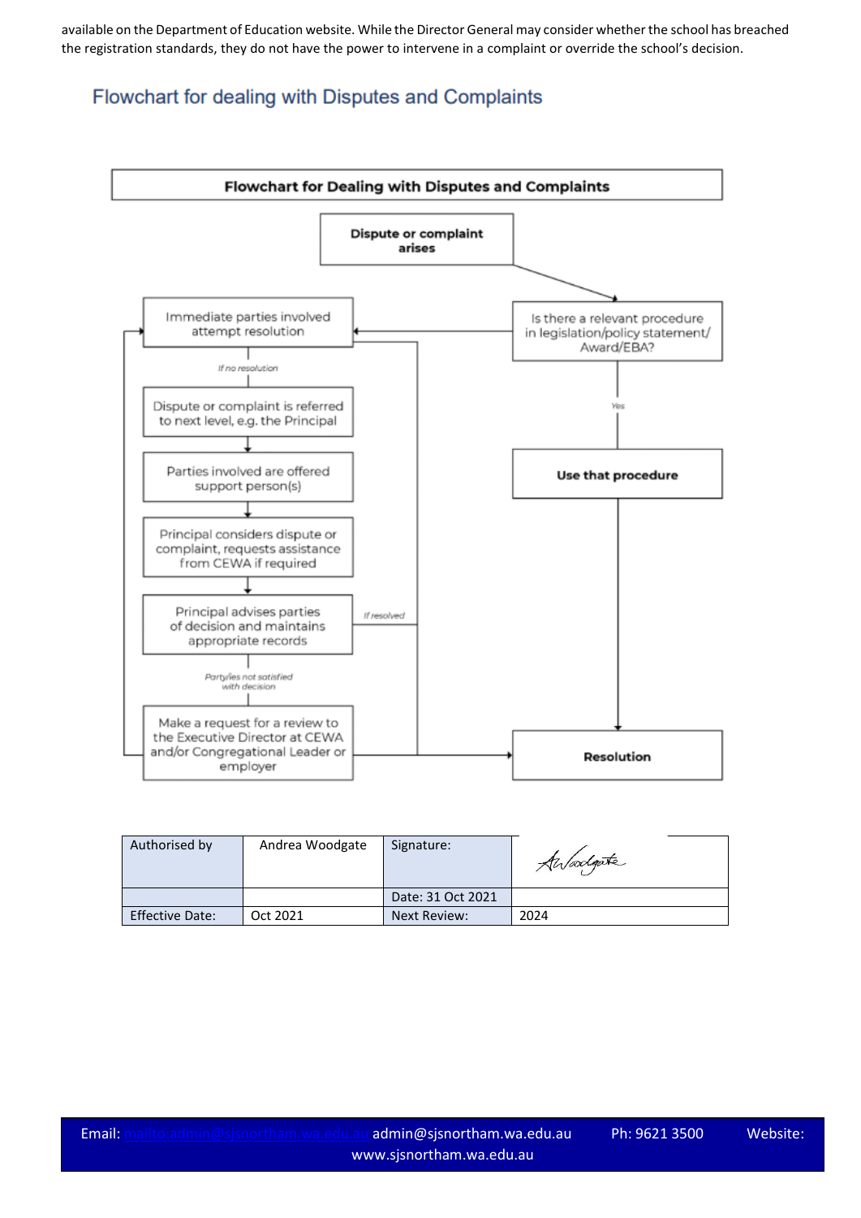available on the Department of Education website. While the Director General may consider whether the school has breached the registration standards, they do not have the power to intervene in a complaint or override the school's decision.

## Flowchart for dealing with Disputes and Complaints

**Flowchart for Dealing with Disputes and Complaints**

- **Dispute or complaint arises**
  - → Is there a relevant procedure in legislation/policy statement/ Award/EBA?
    - *Yes* → **Use that procedure** → **Resolution**
    - Otherwise → Immediate parties involved attempt resolution
- Immediate parties involved attempt resolution
  - *If no resolution* → Dispute or complaint is referred to next level, e.g. the Principal
- → Parties involved are offered support person(s)
- → Principal considers dispute or complaint, requests assistance from CEWA if required
- → Principal advises parties of decision and maintains appropriate records
  - *If resolved* → **Resolution**
  - *Party/ies not satisfied with decision* → Make a request for a review to the Executive Director at CEWA and/or Congregational Leader or employer
- Make a request for a review to the Executive Director at CEWA and/or Congregational Leader or employer → **Resolution** (or back to Immediate parties involved attempt resolution)

| Authorised by | Andrea Woodgate | Signature: | A Woodgate |
|---|---|---|---|
| | | Date: 31 Oct 2021 | |
| Effective Date: | Oct 2021 | Next Review: | 2024 |

Email: mailto:admin@sjsnortham.wa.edu.au admin@sjsnortham.wa.edu.au Ph: 9621 3500 Website: www.sjsnortham.wa.edu.au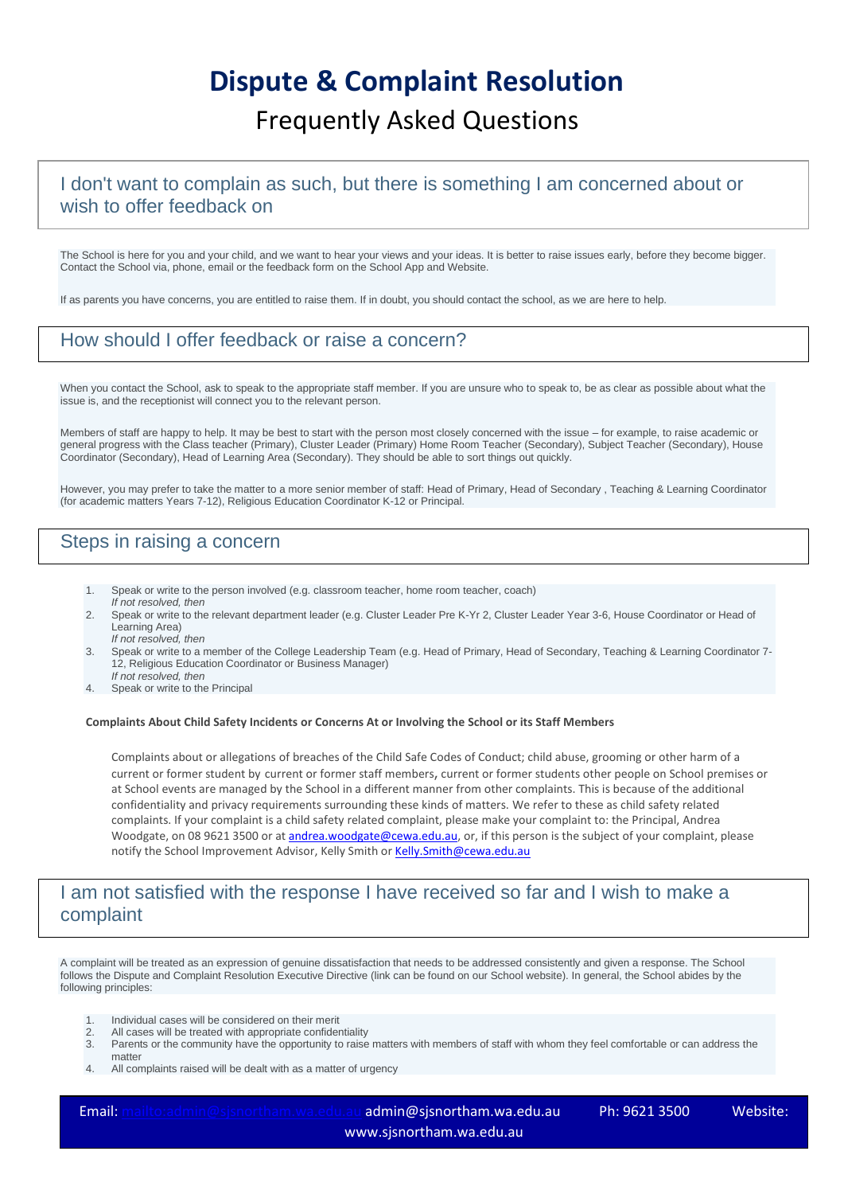# Dispute & Complaint Resolution

## Frequently Asked Questions

### I don't want to complain as such, but there is something I am concerned about or wish to offer feedback on

The School is here for you and your child, and we want to hear your views and your ideas. It is better to raise issues early, before they become bigger. Contact the School via, phone, email or the feedback form on the School App and Website.

If as parents you have concerns, you are entitled to raise them. If in doubt, you should contact the school, as we are here to help.

### How should I offer feedback or raise a concern?

When you contact the School, ask to speak to the appropriate staff member. If you are unsure who to speak to, be as clear as possible about what the issue is, and the receptionist will connect you to the relevant person.

Members of staff are happy to help. It may be best to start with the person most closely concerned with the issue – for example, to raise academic or general progress with the Class teacher (Primary), Cluster Leader (Primary) Home Room Teacher (Secondary), Subject Teacher (Secondary), House Coordinator (Secondary), Head of Learning Area (Secondary). They should be able to sort things out quickly.

However, you may prefer to take the matter to a more senior member of staff: Head of Primary, Head of Secondary , Teaching & Learning Coordinator (for academic matters Years 7-12), Religious Education Coordinator K-12 or Principal.

### Steps in raising a concern

1. Speak or write to the person involved (e.g. classroom teacher, home room teacher, coach)
   *If not resolved, then*
2. Speak or write to the relevant department leader (e.g. Cluster Leader Pre K-Yr 2, Cluster Leader Year 3-6, House Coordinator or Head of Learning Area)
   *If not resolved, then*
3. Speak or write to a member of the College Leadership Team (e.g. Head of Primary, Head of Secondary, Teaching & Learning Coordinator 7-12, Religious Education Coordinator or Business Manager)
   *If not resolved, then*
4. Speak or write to the Principal

**Complaints About Child Safety Incidents or Concerns At or Involving the School or its Staff Members**

Complaints about or allegations of breaches of the Child Safe Codes of Conduct; child abuse, grooming or other harm of a current or former student by current or former staff members, current or former students other people on School premises or at School events are managed by the School in a different manner from other complaints. This is because of the additional confidentiality and privacy requirements surrounding these kinds of matters. We refer to these as child safety related complaints. If your complaint is a child safety related complaint, please make your complaint to: the Principal, Andrea Woodgate, on 08 9621 3500 or at andrea.woodgate@cewa.edu.au, or, if this person is the subject of your complaint, please notify the School Improvement Advisor, Kelly Smith or Kelly.Smith@cewa.edu.au

### I am not satisfied with the response I have received so far and I wish to make a complaint

A complaint will be treated as an expression of genuine dissatisfaction that needs to be addressed consistently and given a response. The School follows the Dispute and Complaint Resolution Executive Directive (link can be found on our School website). In general, the School abides by the following principles:

1. Individual cases will be considered on their merit
2. All cases will be treated with appropriate confidentiality
3. Parents or the community have the opportunity to raise matters with members of staff with whom they feel comfortable or can address the matter
4. All complaints raised will be dealt with as a matter of urgency

Email: mailto:admin@sjsnortham.wa.edu.au admin@sjsnortham.wa.edu.au Ph: 9621 3500 Website: www.sjsnortham.wa.edu.au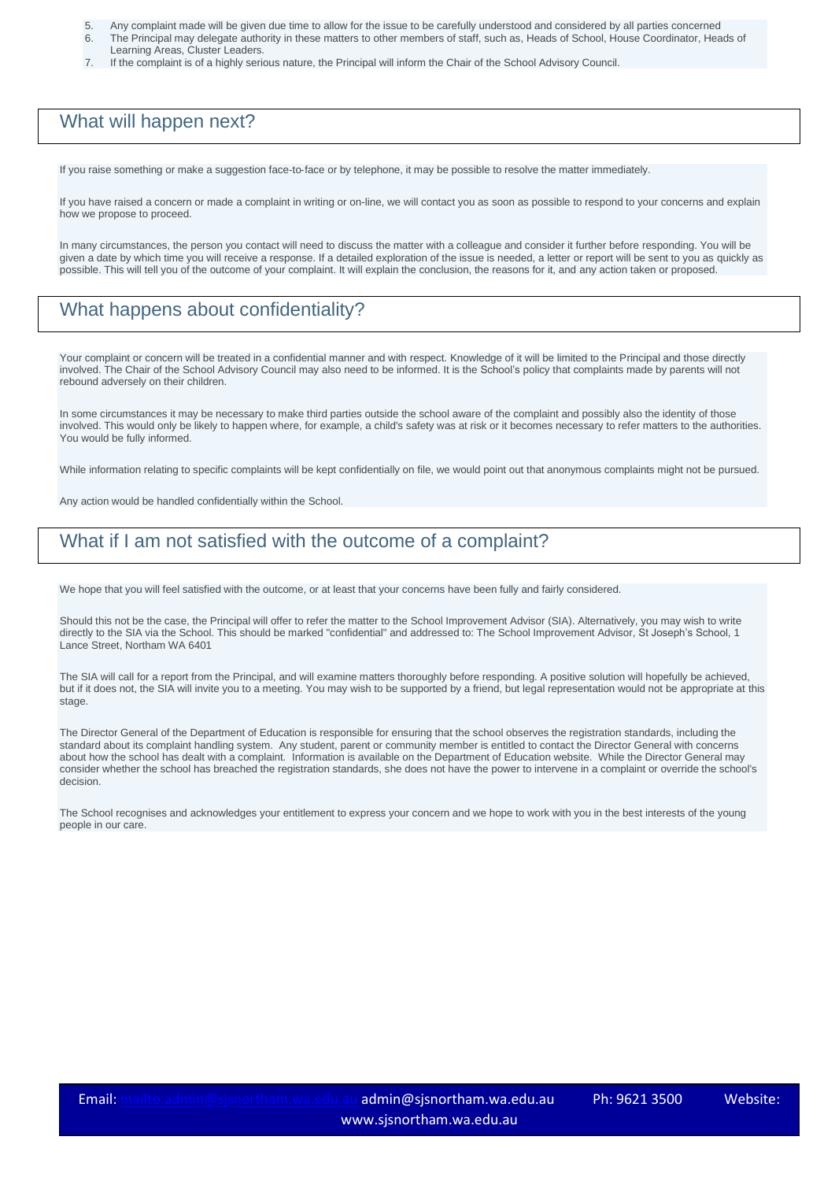5. Any complaint made will be given due time to allow for the issue to be carefully understood and considered by all parties concerned
6. The Principal may delegate authority in these matters to other members of staff, such as, Heads of School, House Coordinator, Heads of Learning Areas, Cluster Leaders.
7. If the complaint is of a highly serious nature, the Principal will inform the Chair of the School Advisory Council.

## What will happen next?

If you raise something or make a suggestion face-to-face or by telephone, it may be possible to resolve the matter immediately.

If you have raised a concern or made a complaint in writing or on-line, we will contact you as soon as possible to respond to your concerns and explain how we propose to proceed.

In many circumstances, the person you contact will need to discuss the matter with a colleague and consider it further before responding. You will be given a date by which time you will receive a response. If a detailed exploration of the issue is needed, a letter or report will be sent to you as quickly as possible. This will tell you of the outcome of your complaint. It will explain the conclusion, the reasons for it, and any action taken or proposed.

## What happens about confidentiality?

Your complaint or concern will be treated in a confidential manner and with respect. Knowledge of it will be limited to the Principal and those directly involved. The Chair of the School Advisory Council may also need to be informed. It is the School's policy that complaints made by parents will not rebound adversely on their children.

In some circumstances it may be necessary to make third parties outside the school aware of the complaint and possibly also the identity of those involved. This would only be likely to happen where, for example, a child's safety was at risk or it becomes necessary to refer matters to the authorities. You would be fully informed.

While information relating to specific complaints will be kept confidentially on file, we would point out that anonymous complaints might not be pursued.

Any action would be handled confidentially within the School.

## What if I am not satisfied with the outcome of a complaint?

We hope that you will feel satisfied with the outcome, or at least that your concerns have been fully and fairly considered.

Should this not be the case, the Principal will offer to refer the matter to the School Improvement Advisor (SIA). Alternatively, you may wish to write directly to the SIA via the School. This should be marked "confidential" and addressed to: The School Improvement Advisor, St Joseph's School, 1 Lance Street, Northam WA 6401

The SIA will call for a report from the Principal, and will examine matters thoroughly before responding. A positive solution will hopefully be achieved, but if it does not, the SIA will invite you to a meeting. You may wish to be supported by a friend, but legal representation would not be appropriate at this stage.

The Director General of the Department of Education is responsible for ensuring that the school observes the registration standards, including the standard about its complaint handling system. Any student, parent or community member is entitled to contact the Director General with concerns about how the school has dealt with a complaint. Information is available on the Department of Education website. While the Director General may consider whether the school has breached the registration standards, she does not have the power to intervene in a complaint or override the school's decision.

The School recognises and acknowledges your entitlement to express your concern and we hope to work with you in the best interests of the young people in our care.

Email: mailto:admin@sjsnortham.wa.edu.au admin@sjsnortham.wa.edu.au Ph: 9621 3500 Website: www.sjsnortham.wa.edu.au